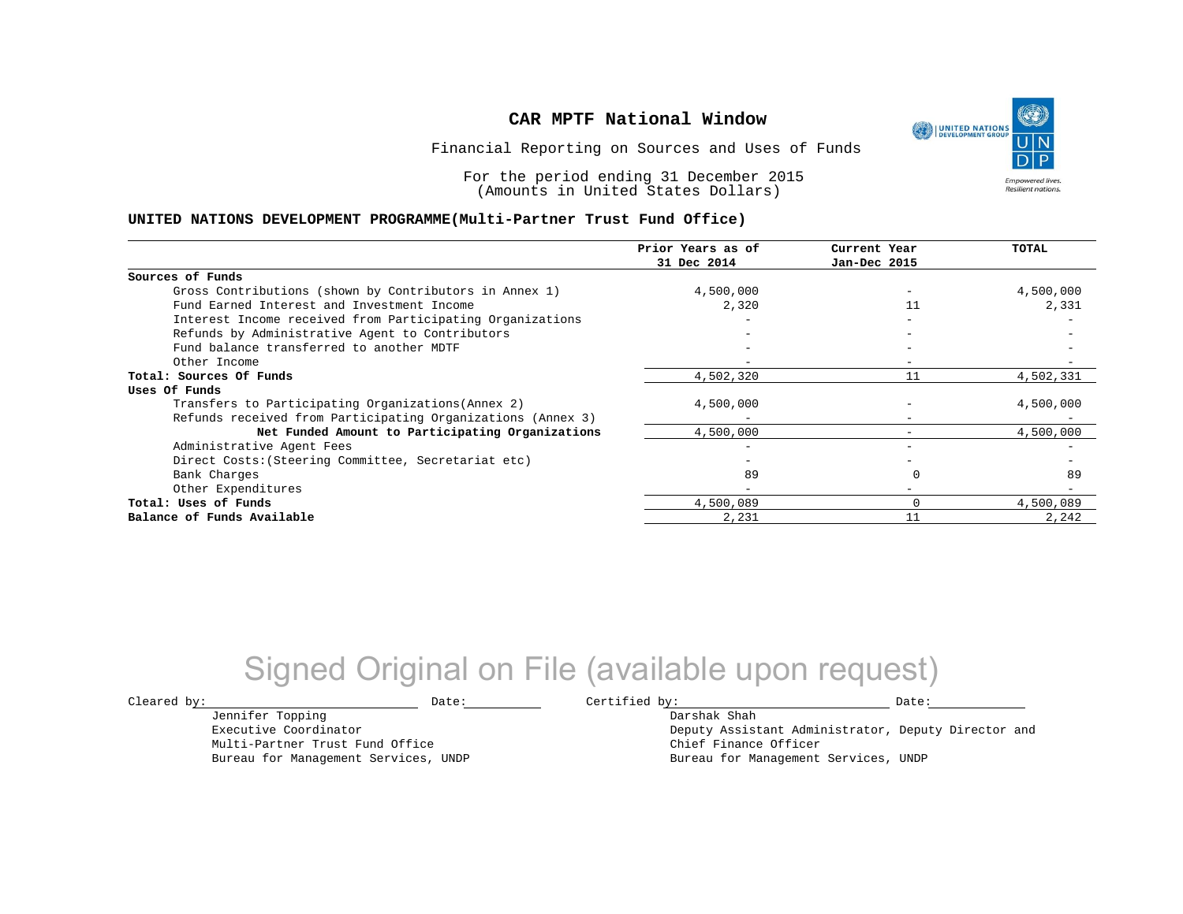# CAR MPTF National Window

Financial Reporting on Sources and Uses of Funds

For the period ending 31 December 2015
(Amounts in United States Dollars)

**UNITED NATIONS DEVELOPMENT PROGRAMME(Multi-Partner Trust Fund Office)**

| | Prior Years as of 31 Dec 2014 | Current Year Jan-Dec 2015 | TOTAL |
|---|---|---|---|
| **Sources of Funds** | | | |
| Gross Contributions (shown by Contributors in Annex 1) | 4,500,000 | - | 4,500,000 |
| Fund Earned Interest and Investment Income | 2,320 | 11 | 2,331 |
| Interest Income received from Participating Organizations | - | - | - |
| Refunds by Administrative Agent to Contributors | - | - | - |
| Fund balance transferred to another MDTF | - | - | - |
| Other Income | - | - | - |
| **Total: Sources Of Funds** | 4,502,320 | 11 | 4,502,331 |
| **Uses Of Funds** | | | |
| Transfers to Participating Organizations(Annex 2) | 4,500,000 | - | 4,500,000 |
| Refunds received from Participating Organizations (Annex 3) | - | - | - |
| **Net Funded Amount to Participating Organizations** | 4,500,000 | - | 4,500,000 |
| Administrative Agent Fees | - | - | - |
| Direct Costs:(Steering Committee, Secretariat etc) | - | - | - |
| Bank Charges | 89 | 0 | 89 |
| Other Expenditures | - | - | - |
| **Total: Uses of Funds** | 4,500,089 | 0 | 4,500,089 |
| **Balance of Funds Available** | 2,231 | 11 | 2,242 |

Signed Original on File (available upon request)

Cleared by: ____________________ Date: __________

Jennifer Topping
Executive Coordinator
Multi-Partner Trust Fund Office
Bureau for Management Services, UNDP

Certified by: ____________________ Date: __________

Darshak Shah
Deputy Assistant Administrator, Deputy Director and
Chief Finance Officer
Bureau for Management Services, UNDP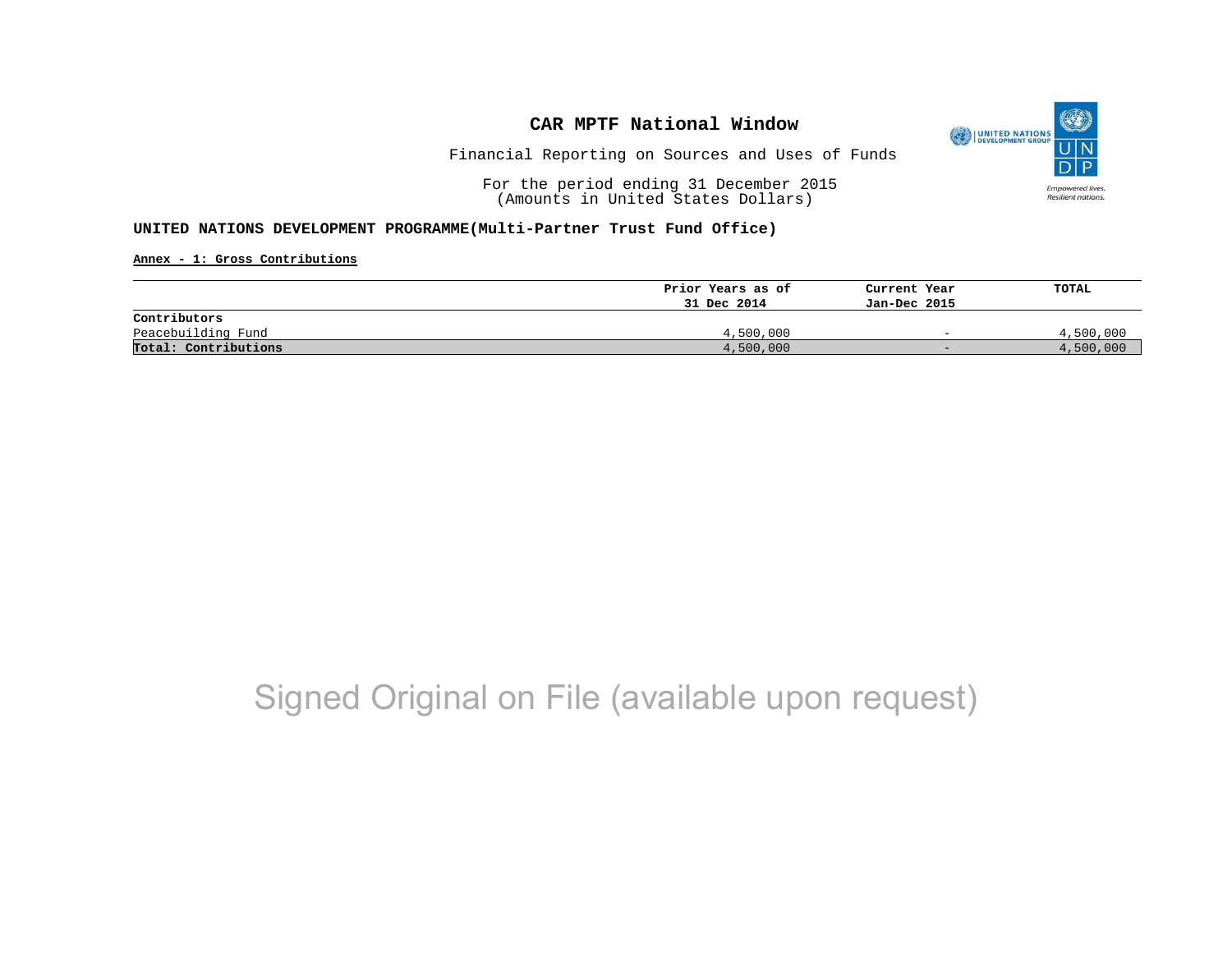# CAR MPTF National Window

Financial Reporting on Sources and Uses of Funds

For the period ending 31 December 2015
(Amounts in United States Dollars)

**UNITED NATIONS DEVELOPMENT PROGRAMME(Multi-Partner Trust Fund Office)**

**Annex - 1: Gross Contributions**

| | Prior Years as of 31 Dec 2014 | Current Year Jan-Dec 2015 | TOTAL |
|---|---|---|---|
| **Contributors** | | | |
| Peacebuilding Fund | 4,500,000 | - | 4,500,000 |
| **Total: Contributions** | 4,500,000 | - | 4,500,000 |

Signed Original on File (available upon request)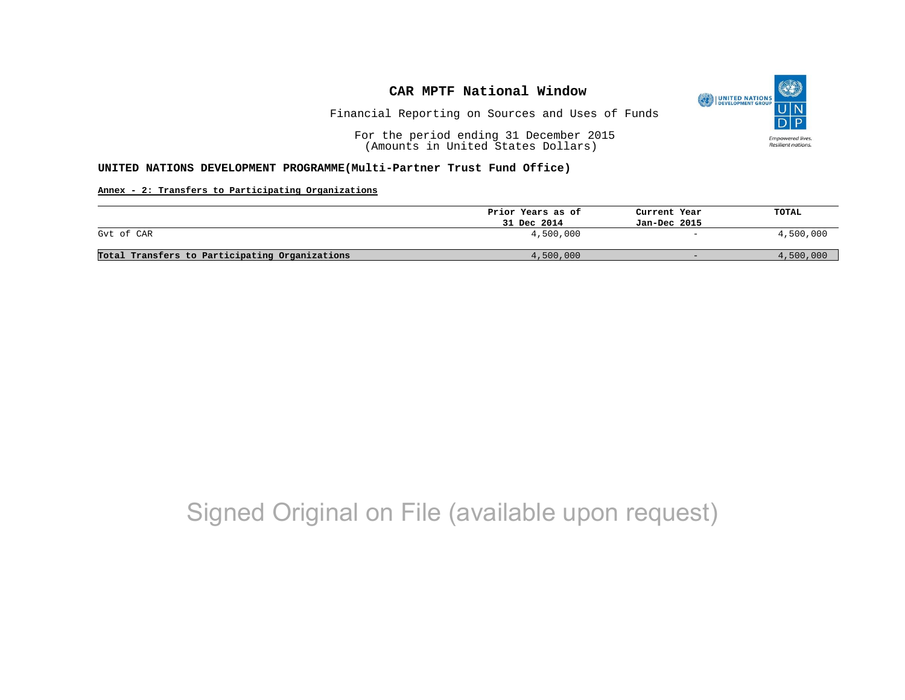# CAR MPTF National Window

Financial Reporting on Sources and Uses of Funds

For the period ending 31 December 2015
(Amounts in United States Dollars)

**UNITED NATIONS DEVELOPMENT PROGRAMME(Multi-Partner Trust Fund Office)**

**Annex - 2: Transfers to Participating Organizations**

| | Prior Years as of 31 Dec 2014 | Current Year Jan-Dec 2015 | TOTAL |
|---|---|---|---|
| Gvt of CAR | 4,500,000 | - | 4,500,000 |
| **Total Transfers to Participating Organizations** | 4,500,000 | - | 4,500,000 |

Signed Original on File (available upon request)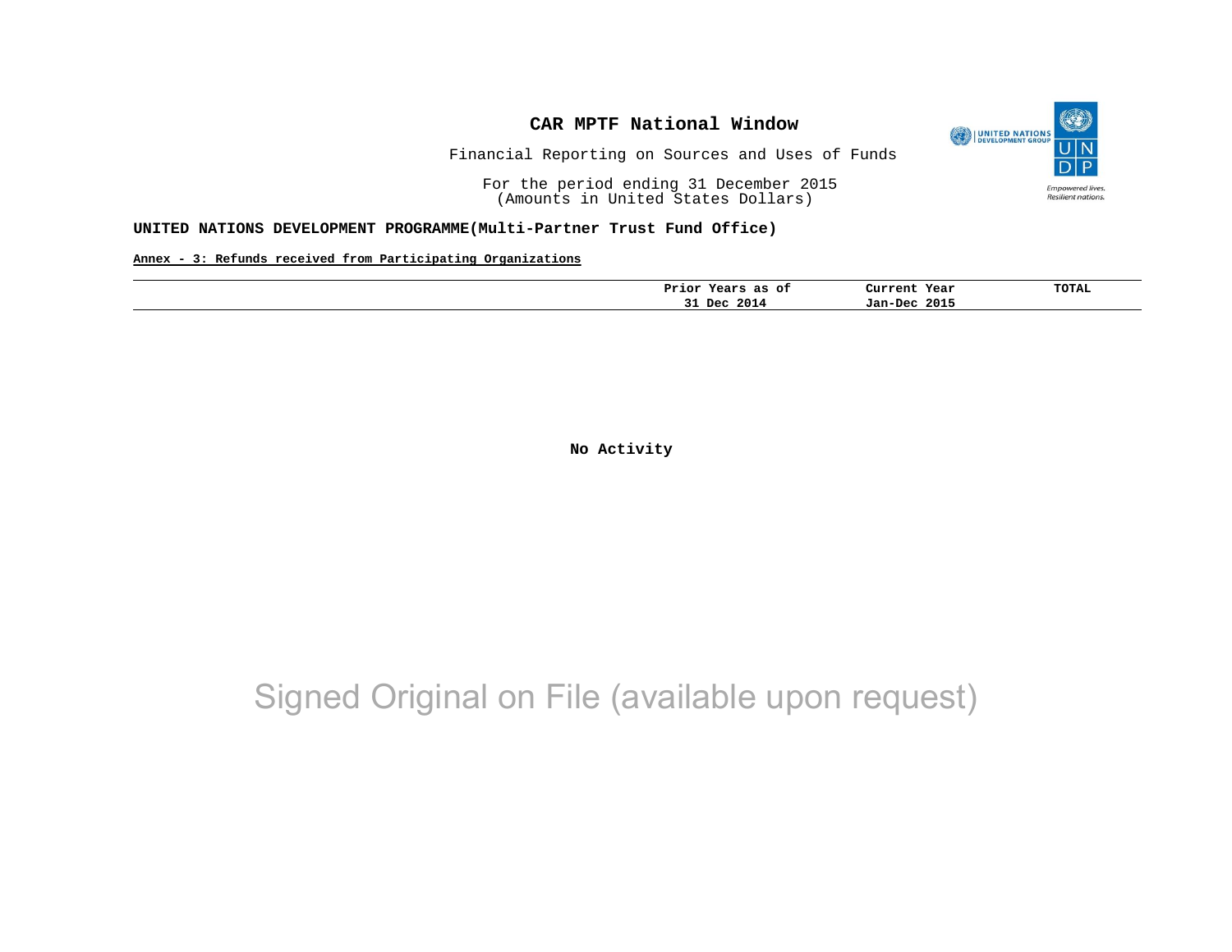# CAR MPTF National Window

Financial Reporting on Sources and Uses of Funds

For the period ending 31 December 2015
(Amounts in United States Dollars)

**UNITED NATIONS DEVELOPMENT PROGRAMME(Multi-Partner Trust Fund Office)**

**Annex - 3: Refunds received from Participating Organizations**

| | Prior Years as of 31 Dec 2014 | Current Year Jan-Dec 2015 | TOTAL |
|---|---|---|---|

**No Activity**

Signed Original on File (available upon request)